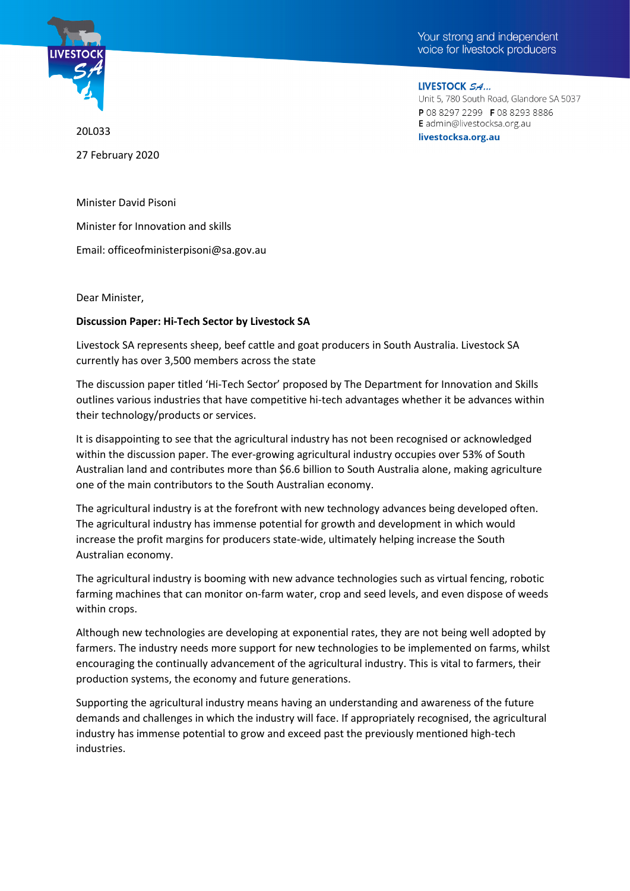Your strong and independent voice for livestock producers

**LIVESTOCK SA...**
Unit 5, 780 South Road, Glandore SA 5037
**P** 08 8297 2299 **F** 08 8293 8886
**E** admin@livestocksa.org.au
**livestocksa.org.au**

20L033

27 February 2020

Minister David Pisoni

Minister for Innovation and skills

Email: officeofministerpisoni@sa.gov.au

Dear Minister,

**Discussion Paper: Hi-Tech Sector by Livestock SA**

Livestock SA represents sheep, beef cattle and goat producers in South Australia. Livestock SA currently has over 3,500 members across the state

The discussion paper titled 'Hi-Tech Sector' proposed by The Department for Innovation and Skills outlines various industries that have competitive hi-tech advantages whether it be advances within their technology/products or services.

It is disappointing to see that the agricultural industry has not been recognised or acknowledged within the discussion paper. The ever-growing agricultural industry occupies over 53% of South Australian land and contributes more than $6.6 billion to South Australia alone, making agriculture one of the main contributors to the South Australian economy.

The agricultural industry is at the forefront with new technology advances being developed often. The agricultural industry has immense potential for growth and development in which would increase the profit margins for producers state-wide, ultimately helping increase the South Australian economy.

The agricultural industry is booming with new advance technologies such as virtual fencing, robotic farming machines that can monitor on-farm water, crop and seed levels, and even dispose of weeds within crops.

Although new technologies are developing at exponential rates, they are not being well adopted by farmers. The industry needs more support for new technologies to be implemented on farms, whilst encouraging the continually advancement of the agricultural industry. This is vital to farmers, their production systems, the economy and future generations.

Supporting the agricultural industry means having an understanding and awareness of the future demands and challenges in which the industry will face. If appropriately recognised, the agricultural industry has immense potential to grow and exceed past the previously mentioned high-tech industries.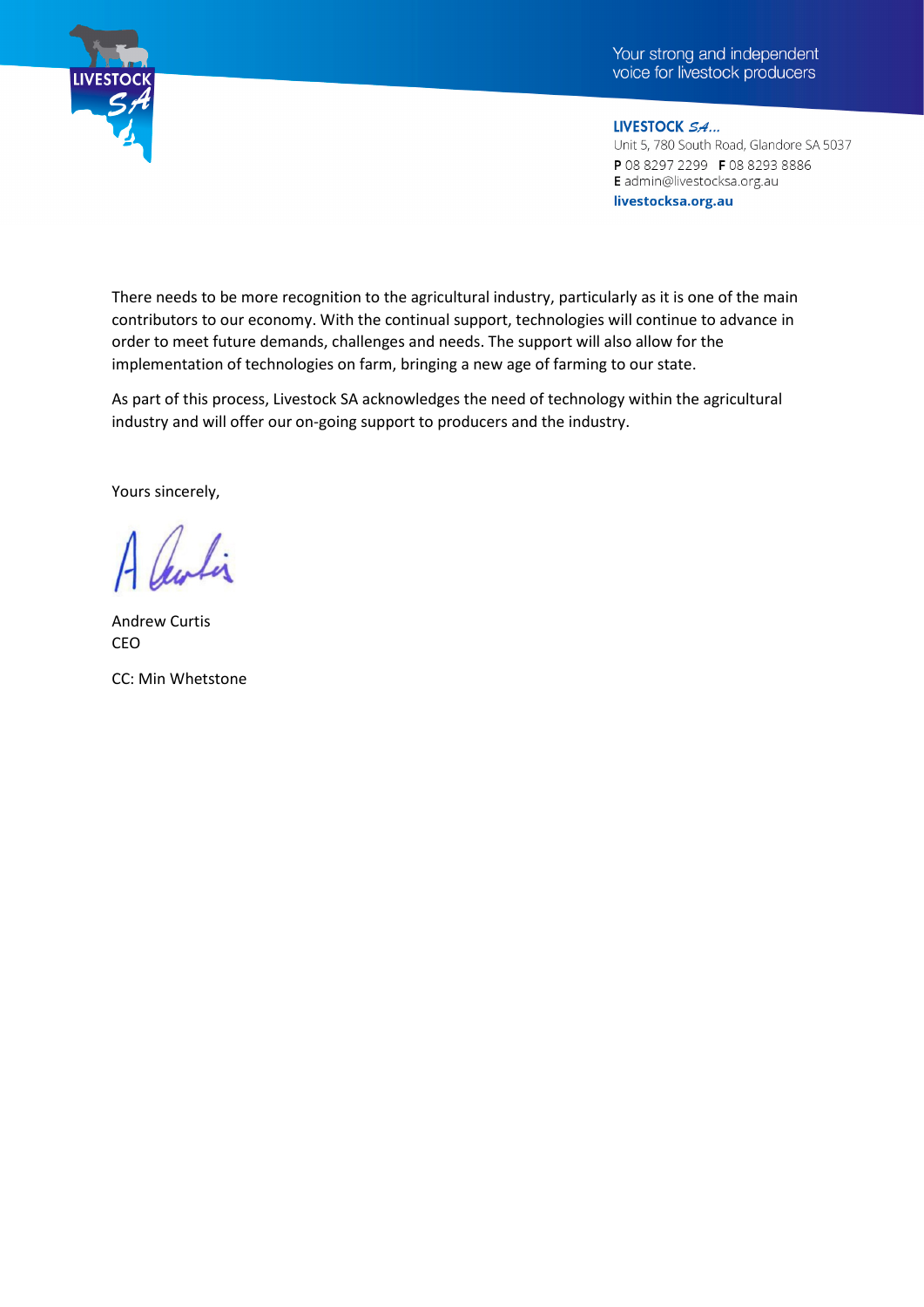Your strong and independent voice for livestock producers

**LIVESTOCK SA**
Unit 5, 780 South Road, Glandore SA 5037
**P** 08 8297 2299 **F** 08 8293 8886
**E** admin@livestocksa.org.au
**livestocksa.org.au**

There needs to be more recognition to the agricultural industry, particularly as it is one of the main contributors to our economy. With the continual support, technologies will continue to advance in order to meet future demands, challenges and needs. The support will also allow for the implementation of technologies on farm, bringing a new age of farming to our state.

As part of this process, Livestock SA acknowledges the need of technology within the agricultural industry and will offer our on-going support to producers and the industry.

Yours sincerely,

Andrew Curtis
CEO

CC: Min Whetstone